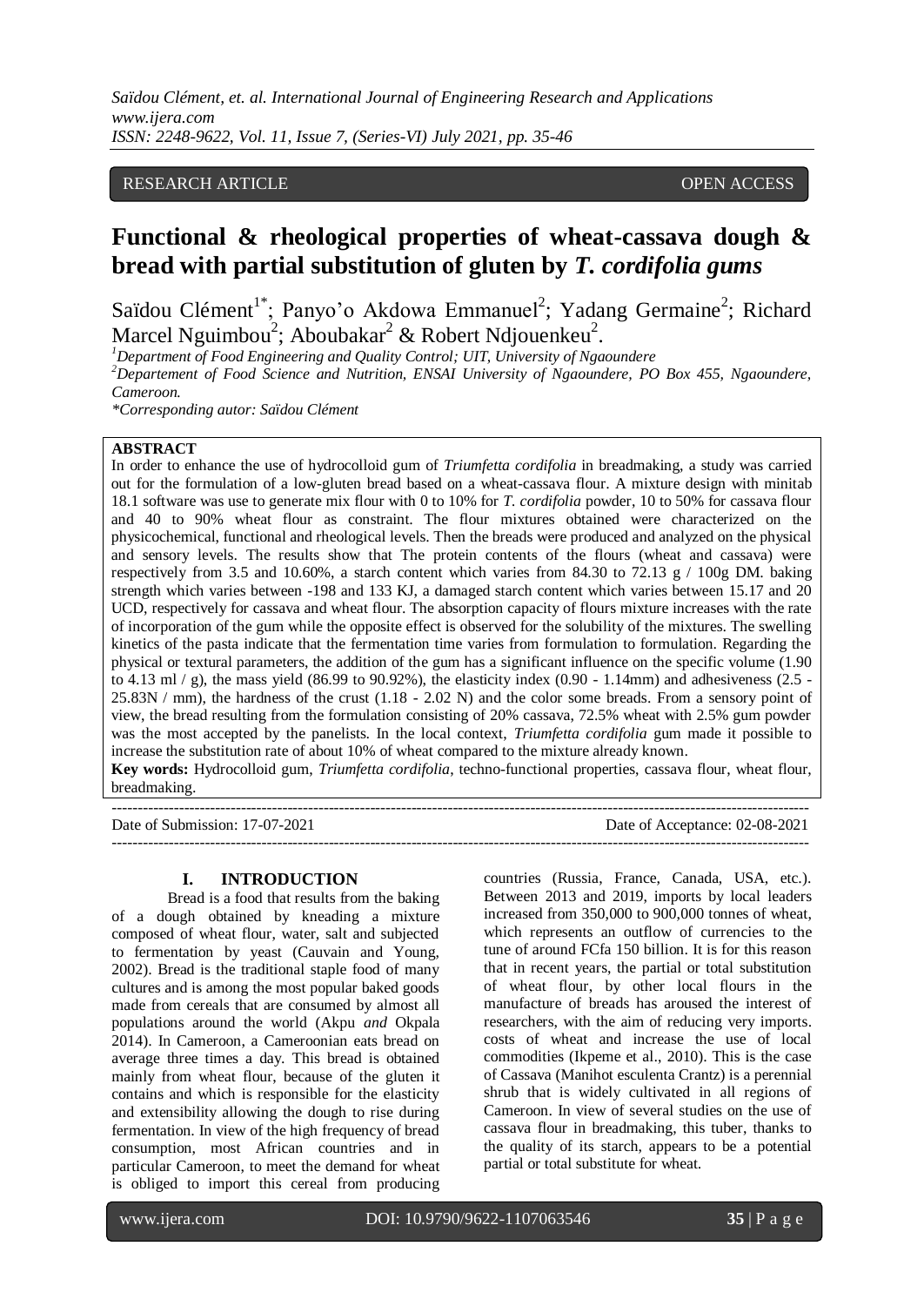RESEARCH ARTICLE OPEN ACCESS

# Functional & rheological properties of wheat-cassava dough & bread with partial substitution of gluten by *T. cordifolia gums*

Saïdou Clément[1*]; Panyo'o Akdowa Emmanuel[2]; Yadang Germaine[2]; Richard Marcel Nguimbou[2]; Aboubakar[2] & Robert Ndjouenkeu[2].

[1]Department of Food Engineering and Quality Control; UIT, University of Ngaoundere

[2]Departement of Food Science and Nutrition, ENSAI University of Ngaoundere, PO Box 455, Ngaoundere, Cameroon.

*Corresponding autor: Saïdou Clément

**ABSTRACT**

In order to enhance the use of hydrocolloid gum of *Triumfetta cordifolia* in breadmaking, a study was carried out for the formulation of a low-gluten bread based on a wheat-cassava flour. A mixture design with minitab 18.1 software was use to generate mix flour with 0 to 10% for *T. cordifolia* powder, 10 to 50% for cassava flour and 40 to 90% wheat flour as constraint. The flour mixtures obtained were characterized on the physicochemical, functional and rheological levels. Then the breads were produced and analyzed on the physical and sensory levels. The results show that The protein contents of the flours (wheat and cassava) were respectively from 3.5 and 10.60%, a starch content which varies from 84.30 to 72.13 g / 100g DM. baking strength which varies between -198 and 133 KJ, a damaged starch content which varies between 15.17 and 20 UCD, respectively for cassava and wheat flour. The absorption capacity of flours mixture increases with the rate of incorporation of the gum while the opposite effect is observed for the solubility of the mixtures. The swelling kinetics of the pasta indicate that the fermentation time varies from formulation to formulation. Regarding the physical or textural parameters, the addition of the gum has a significant influence on the specific volume (1.90 to 4.13 ml / g), the mass yield (86.99 to 90.92%), the elasticity index (0.90 - 1.14mm) and adhesiveness (2.5 - 25.83N / mm), the hardness of the crust (1.18 - 2.02 N) and the color some breads. From a sensory point of view, the bread resulting from the formulation consisting of 20% cassava, 72.5% wheat with 2.5% gum powder was the most accepted by the panelists. In the local context, *Triumfetta cordifolia* gum made it possible to increase the substitution rate of about 10% of wheat compared to the mixture already known.

**Key words:** Hydrocolloid gum, *Triumfetta cordifolia*, techno-functional properties, cassava flour, wheat flour, breadmaking.

---

Date of Submission: 17-07-2021 Date of Acceptance: 02-08-2021

---

## I. INTRODUCTION

Bread is a food that results from the baking of a dough obtained by kneading a mixture composed of wheat flour, water, salt and subjected to fermentation by yeast (Cauvain and Young, 2002). Bread is the traditional staple food of many cultures and is among the most popular baked goods made from cereals that are consumed by almost all populations around the world (Akpu *and* Okpala 2014). In Cameroon, a Cameroonian eats bread on average three times a day. This bread is obtained mainly from wheat flour, because of the gluten it contains and which is responsible for the elasticity and extensibility allowing the dough to rise during fermentation. In view of the high frequency of bread consumption, most African countries and in particular Cameroon, to meet the demand for wheat is obliged to import this cereal from producing countries (Russia, France, Canada, USA, etc.). Between 2013 and 2019, imports by local leaders increased from 350,000 to 900,000 tonnes of wheat, which represents an outflow of currencies to the tune of around FCfa 150 billion. It is for this reason that in recent years, the partial or total substitution of wheat flour, by other local flours in the manufacture of breads has aroused the interest of researchers, with the aim of reducing very imports. costs of wheat and increase the use of local commodities (Ikpeme et al., 2010). This is the case of Cassava (Manihot esculenta Crantz) is a perennial shrub that is widely cultivated in all regions of Cameroon. In view of several studies on the use of cassava flour in breadmaking, this tuber, thanks to the quality of its starch, appears to be a potential partial or total substitute for wheat.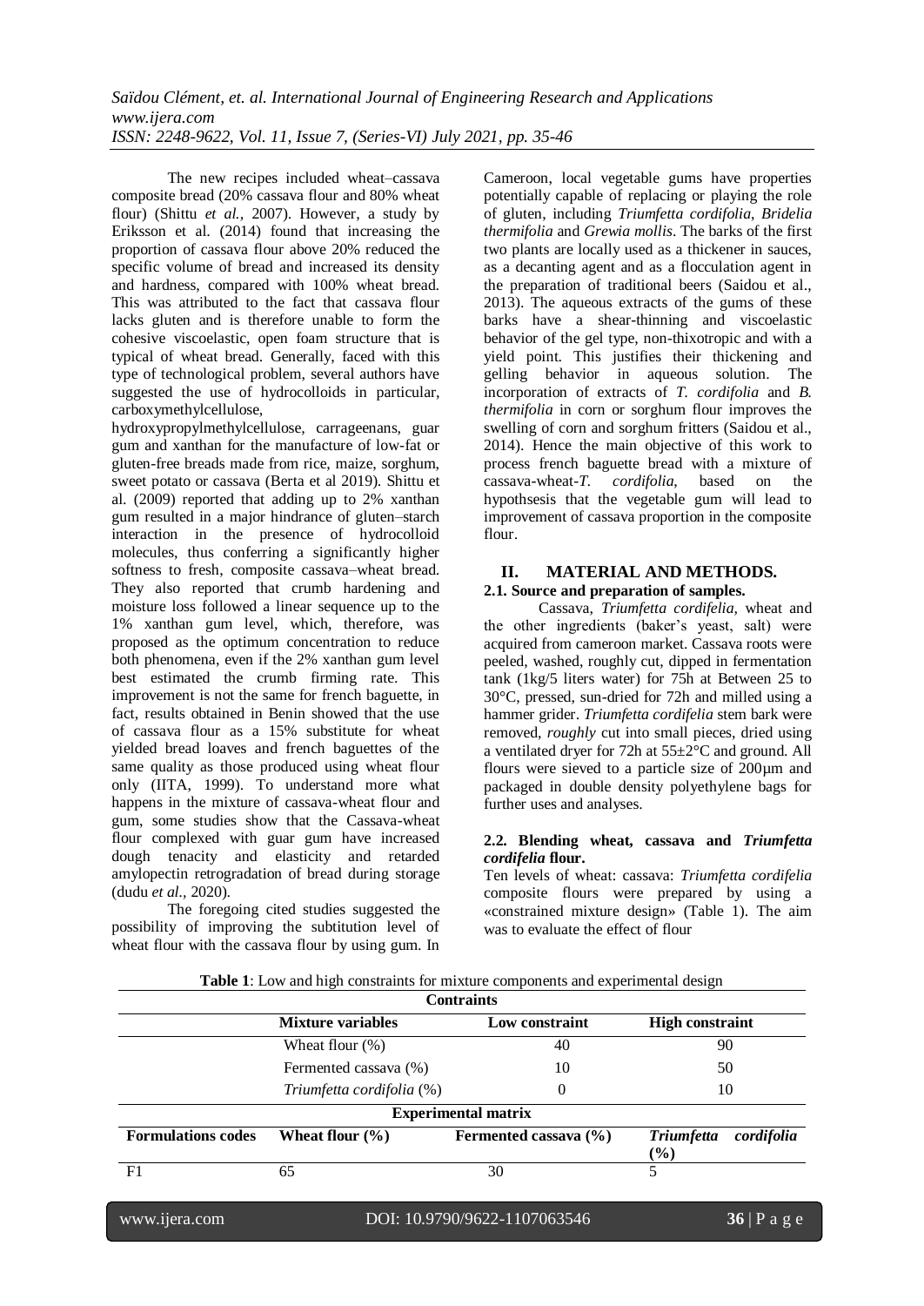The new recipes included wheat–cassava composite bread (20% cassava flour and 80% wheat flour) (Shittu *et al.*, 2007). However, a study by Eriksson et al. (2014) found that increasing the proportion of cassava flour above 20% reduced the specific volume of bread and increased its density and hardness, compared with 100% wheat bread. This was attributed to the fact that cassava flour lacks gluten and is therefore unable to form the cohesive viscoelastic, open foam structure that is typical of wheat bread. Generally, faced with this type of technological problem, several authors have suggested the use of hydrocolloids in particular, carboxymethylcellulose, hydroxypropylmethylcellulose, carrageenans, guar gum and xanthan for the manufacture of low-fat or gluten-free breads made from rice, maize, sorghum, sweet potato or cassava (Berta et al 2019). Shittu et al. (2009) reported that adding up to 2% xanthan gum resulted in a major hindrance of gluten–starch interaction in the presence of hydrocolloid molecules, thus conferring a significantly higher softness to fresh, composite cassava–wheat bread. They also reported that crumb hardening and moisture loss followed a linear sequence up to the 1% xanthan gum level, which, therefore, was proposed as the optimum concentration to reduce both phenomena, even if the 2% xanthan gum level best estimated the crumb firming rate. This improvement is not the same for french baguette, in fact, results obtained in Benin showed that the use of cassava flour as a 15% substitute for wheat yielded bread loaves and french baguettes of the same quality as those produced using wheat flour only (IITA, 1999). To understand more what happens in the mixture of cassava-wheat flour and gum, some studies show that the Cassava-wheat flour complexed with guar gum have increased dough tenacity and elasticity and retarded amylopectin retrogradation of bread during storage (dudu *et al.*, 2020).

The foregoing cited studies suggested the possibility of improving the subtitution level of wheat flour with the cassava flour by using gum. In Cameroon, local vegetable gums have properties potentially capable of replacing or playing the role of gluten, including *Triumfetta cordifolia*, *Bridelia thermifolia* and *Grewia mollis*. The barks of the first two plants are locally used as a thickener in sauces, as a decanting agent and as a flocculation agent in the preparation of traditional beers (Saidou et al., 2013). The aqueous extracts of the gums of these barks have a shear-thinning and viscoelastic behavior of the gel type, non-thixotropic and with a yield point. This justifies their thickening and gelling behavior in aqueous solution. The incorporation of extracts of *T. cordifolia* and *B. thermifolia* in corn or sorghum flour improves the swelling of corn and sorghum fritters (Saidou et al., 2014). Hence the main objective of this work to process french baguette bread with a mixture of cassava-wheat-*T. cordifolia*, based on the hypothsesis that the vegetable gum will lead to improvement of cassava proportion in the composite flour.

## II. MATERIAL AND METHODS.

### 2.1. Source and preparation of samples.

Cassava, *Triumfetta cordifelia,* wheat and the other ingredients (baker's yeast, salt) were acquired from cameroon market. Cassava roots were peeled, washed, roughly cut, dipped in fermentation tank (1kg/5 liters water) for 75h at Between 25 to 30°C, pressed, sun-dried for 72h and milled using a hammer grider. *Triumfetta cordifelia* stem bark were removed, *roughly* cut into small pieces, dried using a ventilated dryer for 72h at 55±2°C and ground. All flours were sieved to a particle size of 200µm and packaged in double density polyethylene bags for further uses and analyses.

### 2.2. Blending wheat, cassava and *Triumfetta cordifelia* flour.

Ten levels of wheat: cassava: *Triumfetta cordifelia* composite flours were prepared by using a «constrained mixture design» (Table 1). The aim was to evaluate the effect of flour

**Table 1**: Low and high constraints for mixture components and experimental design

| Contraints | | | |
|---|---|---|---|
| | **Mixture variables** | **Low constraint** | **High constraint** |
| | Wheat flour (%) | 40 | 90 |
| | Fermented cassava (%) | 10 | 50 |
| | *Triumfetta cordifolia* (%) | 0 | 10 |
| **Experimental matrix** | | | |
| **Formulations codes** | **Wheat flour (%)** | **Fermented cassava (%)** | ***Triumfetta cordifolia* (%)** |
| F1 | 65 | 30 | 5 |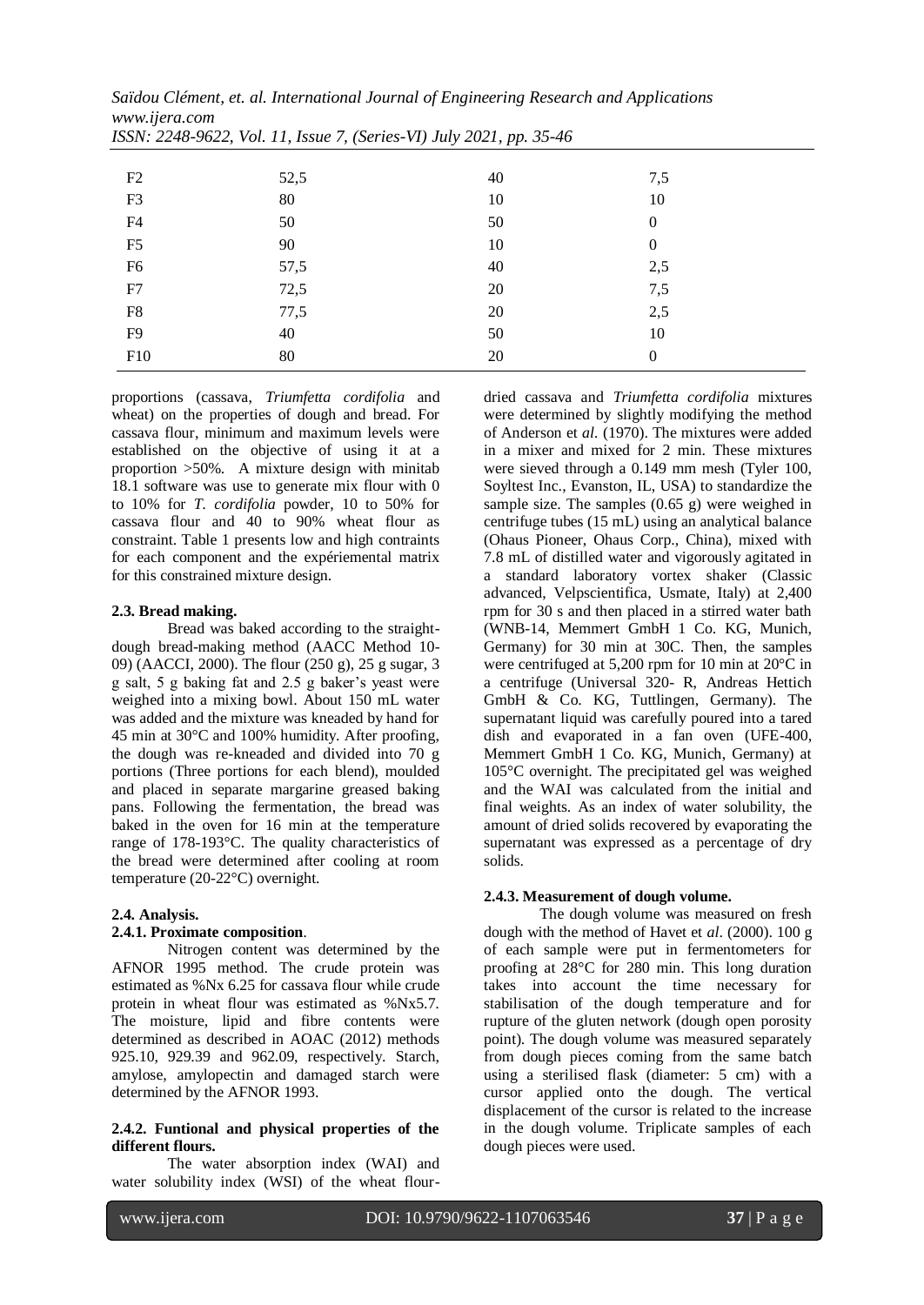| | | | |
|---|---|---|---|
| F2 | 52,5 | 40 | 7,5 |
| F3 | 80 | 10 | 10 |
| F4 | 50 | 50 | 0 |
| F5 | 90 | 10 | 0 |
| F6 | 57,5 | 40 | 2,5 |
| F7 | 72,5 | 20 | 7,5 |
| F8 | 77,5 | 20 | 2,5 |
| F9 | 40 | 50 | 10 |
| F10 | 80 | 20 | 0 |

proportions (cassava, *Triumfetta cordifolia* and wheat) on the properties of dough and bread. For cassava flour, minimum and maximum levels were established on the objective of using it at a proportion >50%. A mixture design with minitab 18.1 software was use to generate mix flour with 0 to 10% for *T. cordifolia* powder, 10 to 50% for cassava flour and 40 to 90% wheat flour as constraint. Table 1 presents low and high contraints for each component and the expériemental matrix for this constrained mixture design.

#### 2.3. Bread making.

Bread was baked according to the straight-dough bread-making method (AACC Method 10-09) (AACCI, 2000). The flour (250 g), 25 g sugar, 3 g salt, 5 g baking fat and 2.5 g baker's yeast were weighed into a mixing bowl. About 150 mL water was added and the mixture was kneaded by hand for 45 min at 30°C and 100% humidity. After proofing, the dough was re-kneaded and divided into 70 g portions (Three portions for each blend), moulded and placed in separate margarine greased baking pans. Following the fermentation, the bread was baked in the oven for 16 min at the temperature range of 178-193°C. The quality characteristics of the bread were determined after cooling at room temperature (20-22°C) overnight.

#### 2.4. Analysis.

#### 2.4.1. Proximate composition.

Nitrogen content was determined by the AFNOR 1995 method. The crude protein was estimated as %Nx 6.25 for cassava flour while crude protein in wheat flour was estimated as %Nx5.7. The moisture, lipid and fibre contents were determined as described in AOAC (2012) methods 925.10, 929.39 and 962.09, respectively. Starch, amylose, amylopectin and damaged starch were determined by the AFNOR 1993.

#### 2.4.2. Funtional and physical properties of the different flours.

The water absorption index (WAI) and water solubility index (WSI) of the wheat flour-dried cassava and *Triumfetta cordifolia* mixtures were determined by slightly modifying the method of Anderson et *al.* (1970). The mixtures were added in a mixer and mixed for 2 min. These mixtures were sieved through a 0.149 mm mesh (Tyler 100, Soyltest Inc., Evanston, IL, USA) to standardize the sample size. The samples (0.65 g) were weighed in centrifuge tubes (15 mL) using an analytical balance (Ohaus Pioneer, Ohaus Corp., China), mixed with 7.8 mL of distilled water and vigorously agitated in a standard laboratory vortex shaker (Classic advanced, Velpscientifica, Usmate, Italy) at 2,400 rpm for 30 s and then placed in a stirred water bath (WNB-14, Memmert GmbH 1 Co. KG, Munich, Germany) for 30 min at 30C. Then, the samples were centrifuged at 5,200 rpm for 10 min at 20°C in a centrifuge (Universal 320- R, Andreas Hettich GmbH & Co. KG, Tuttlingen, Germany). The supernatant liquid was carefully poured into a tared dish and evaporated in a fan oven (UFE-400, Memmert GmbH 1 Co. KG, Munich, Germany) at 105°C overnight. The precipitated gel was weighed and the WAI was calculated from the initial and final weights. As an index of water solubility, the amount of dried solids recovered by evaporating the supernatant was expressed as a percentage of dry solids.

#### 2.4.3. Measurement of dough volume.

The dough volume was measured on fresh dough with the method of Havet et *al*. (2000). 100 g of each sample were put in fermentometers for proofing at 28°C for 280 min. This long duration takes into account the time necessary for stabilisation of the dough temperature and for rupture of the gluten network (dough open porosity point). The dough volume was measured separately from dough pieces coming from the same batch using a sterilised flask (diameter: 5 cm) with a cursor applied onto the dough. The vertical displacement of the cursor is related to the increase in the dough volume. Triplicate samples of each dough pieces were used.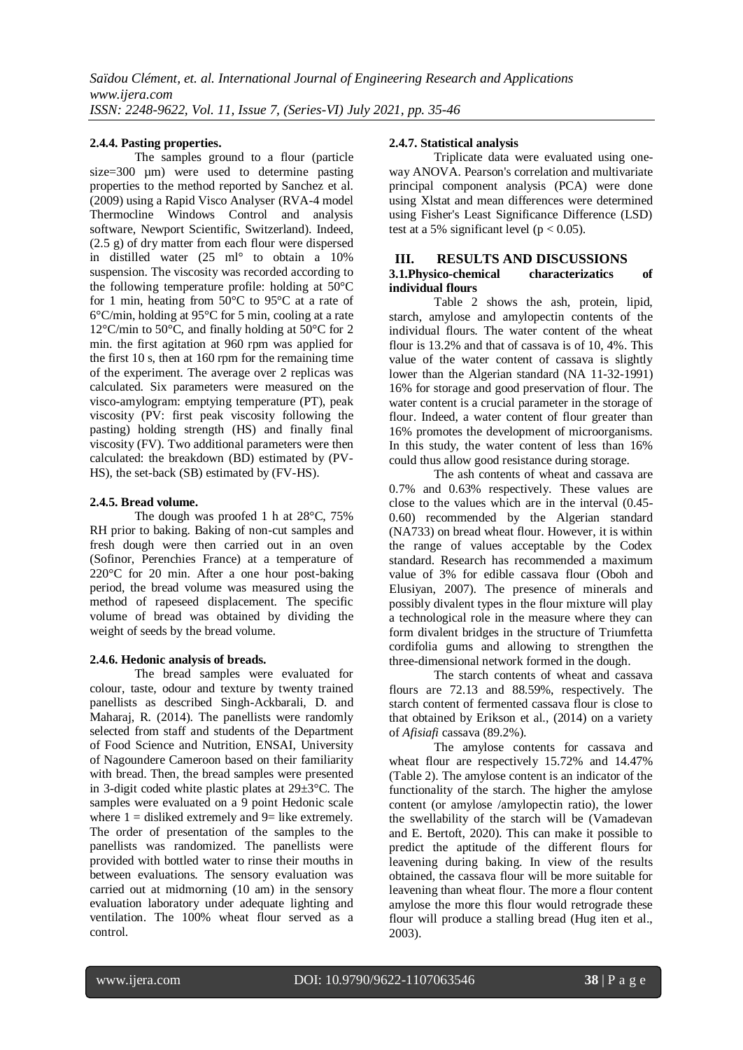#### 2.4.4. Pasting properties.

The samples ground to a flour (particle size=300 µm) were used to determine pasting properties to the method reported by Sanchez et al. (2009) using a Rapid Visco Analyser (RVA-4 model Thermocline Windows Control and analysis software, Newport Scientific, Switzerland). Indeed, (2.5 g) of dry matter from each flour were dispersed in distilled water (25 ml° to obtain a 10% suspension. The viscosity was recorded according to the following temperature profile: holding at 50°C for 1 min, heating from 50°C to 95°C at a rate of 6°C/min, holding at 95°C for 5 min, cooling at a rate 12°C/min to 50°C, and finally holding at 50°C for 2 min. the first agitation at 960 rpm was applied for the first 10 s, then at 160 rpm for the remaining time of the experiment. The average over 2 replicas was calculated. Six parameters were measured on the visco-amylogram: emptying temperature (PT), peak viscosity (PV: first peak viscosity following the pasting) holding strength (HS) and finally final viscosity (FV). Two additional parameters were then calculated: the breakdown (BD) estimated by (PV-HS), the set-back (SB) estimated by (FV-HS).

#### 2.4.5. Bread volume.

The dough was proofed 1 h at 28°C, 75% RH prior to baking. Baking of non-cut samples and fresh dough were then carried out in an oven (Sofinor, Perenchies France) at a temperature of 220°C for 20 min. After a one hour post-baking period, the bread volume was measured using the method of rapeseed displacement. The specific volume of bread was obtained by dividing the weight of seeds by the bread volume.

#### 2.4.6. Hedonic analysis of breads.

The bread samples were evaluated for colour, taste, odour and texture by twenty trained panellists as described Singh-Ackbarali, D. and Maharaj, R. (2014). The panellists were randomly selected from staff and students of the Department of Food Science and Nutrition, ENSAI, University of Nagoundere Cameroon based on their familiarity with bread. Then, the bread samples were presented in 3-digit coded white plastic plates at 29±3°C. The samples were evaluated on a 9 point Hedonic scale where 1 = disliked extremely and 9= like extremely. The order of presentation of the samples to the panellists was randomized. The panellists were provided with bottled water to rinse their mouths in between evaluations. The sensory evaluation was carried out at midmorning (10 am) in the sensory evaluation laboratory under adequate lighting and ventilation. The 100% wheat flour served as a control.

#### 2.4.7. Statistical analysis

Triplicate data were evaluated using one-way ANOVA. Pearson's correlation and multivariate principal component analysis (PCA) were done using Xlstat and mean differences were determined using Fisher's Least Significance Difference (LSD) test at a 5% significant level ($p < 0.05$).

## III. RESULTS AND DISCUSSIONS

### 3.1.Physico-chemical characterizatics of individual flours

Table 2 shows the ash, protein, lipid, starch, amylose and amylopectin contents of the individual flours. The water content of the wheat flour is 13.2% and that of cassava is of 10, 4%. This value of the water content of cassava is slightly lower than the Algerian standard (NA 11-32-1991) 16% for storage and good preservation of flour. The water content is a crucial parameter in the storage of flour. Indeed, a water content of flour greater than 16% promotes the development of microorganisms. In this study, the water content of less than 16% could thus allow good resistance during storage.

The ash contents of wheat and cassava are 0.7% and 0.63% respectively. These values are close to the values which are in the interval (0.45-0.60) recommended by the Algerian standard (NA733) on bread wheat flour. However, it is within the range of values acceptable by the Codex standard. Research has recommended a maximum value of 3% for edible cassava flour (Oboh and Elusiyan, 2007). The presence of minerals and possibly divalent types in the flour mixture will play a technological role in the measure where they can form divalent bridges in the structure of Triumfetta cordifolia gums and allowing to strengthen the three-dimensional network formed in the dough.

The starch contents of wheat and cassava flours are 72.13 and 88.59%, respectively. The starch content of fermented cassava flour is close to that obtained by Erikson et al., (2014) on a variety of *Afisiafi* cassava (89.2%).

The amylose contents for cassava and wheat flour are respectively 15.72% and 14.47% (Table 2). The amylose content is an indicator of the functionality of the starch. The higher the amylose content (or amylose /amylopectin ratio), the lower the swellability of the starch will be (Vamadevan and E. Bertoft, 2020). This can make it possible to predict the aptitude of the different flours for leavening during baking. In view of the results obtained, the cassava flour will be more suitable for leavening than wheat flour. The more a flour content amylose the more this flour would retrograde these flour will produce a stalling bread (Hug iten et al., 2003).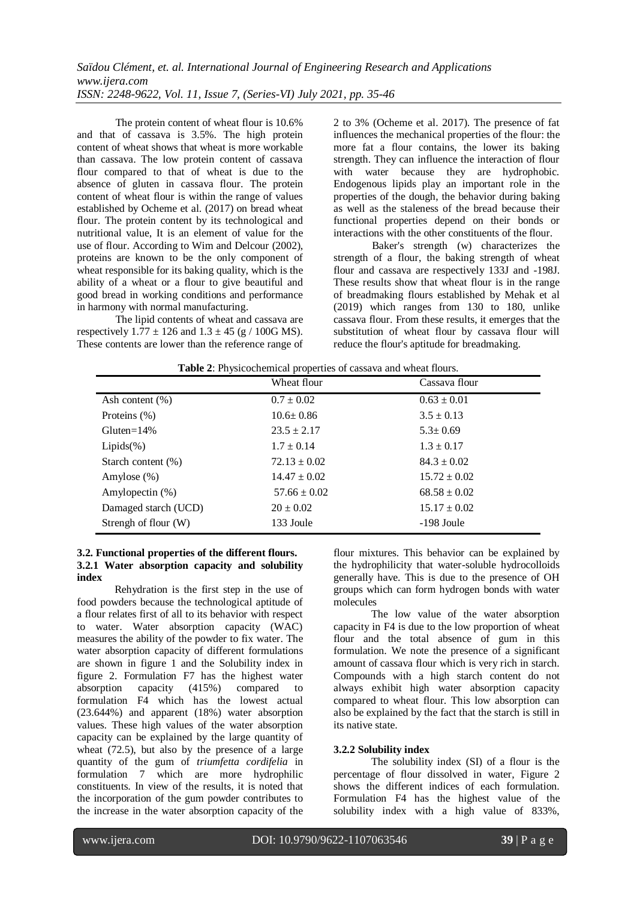The protein content of wheat flour is 10.6% and that of cassava is 3.5%. The high protein content of wheat shows that wheat is more workable than cassava. The low protein content of cassava flour compared to that of wheat is due to the absence of gluten in cassava flour. The protein content of wheat flour is within the range of values established by Ocheme et al. (2017) on bread wheat flour. The protein content by its technological and nutritional value, It is an element of value for the use of flour. According to Wim and Delcour (2002), proteins are known to be the only component of wheat responsible for its baking quality, which is the ability of a wheat or a flour to give beautiful and good bread in working conditions and performance in harmony with normal manufacturing.

The lipid contents of wheat and cassava are respectively 1.77 ± 126 and 1.3 ± 45 (g / 100G MS). These contents are lower than the reference range of 2 to 3% (Ocheme et al. 2017). The presence of fat influences the mechanical properties of the flour: the more fat a flour contains, the lower its baking strength. They can influence the interaction of flour with water because they are hydrophobic. Endogenous lipids play an important role in the properties of the dough, the behavior during baking as well as the staleness of the bread because their functional properties depend on their bonds or interactions with the other constituents of the flour.

Baker's strength (w) characterizes the strength of a flour, the baking strength of wheat flour and cassava are respectively 133J and -198J. These results show that wheat flour is in the range of breadmaking flours established by Mehak et al (2019) which ranges from 130 to 180, unlike cassava flour. From these results, it emerges that the substitution of wheat flour by cassava flour will reduce the flour's aptitude for breadmaking.

**Table 2**: Physicochemical properties of cassava and wheat flours.

| | Wheat flour | Cassava flour |
|---|---|---|
| Ash content (%) | 0.7 ± 0.02 | 0.63 ± 0.01 |
| Proteins (%) | 10.6± 0.86 | 3.5 ± 0.13 |
| Gluten=14% | 23.5 ± 2.17 | 5.3± 0.69 |
| Lipids(%) | 1.7 ± 0.14 | 1.3 ± 0.17 |
| Starch content (%) | 72.13 ± 0.02 | 84.3 ± 0.02 |
| Amylose (%) | 14.47 ± 0.02 | 15.72 ± 0.02 |
| Amylopectin (%) | 57.66 ± 0.02 | 68.58 ± 0.02 |
| Damaged starch (UCD) | 20 ± 0.02 | 15.17 ± 0.02 |
| Strengh of flour (W) | 133 Joule | -198 Joule |

### 3.2. Functional properties of the different flours.

#### 3.2.1 Water absorption capacity and solubility index

Rehydration is the first step in the use of food powders because the technological aptitude of a flour relates first of all to its behavior with respect to water. Water absorption capacity (WAC) measures the ability of the powder to fix water. The water absorption capacity of different formulations are shown in figure 1 and the Solubility index in figure 2. Formulation F7 has the highest water absorption capacity (415%) compared to formulation F4 which has the lowest actual (23.644%) and apparent (18%) water absorption values. These high values of the water absorption capacity can be explained by the large quantity of wheat (72.5), but also by the presence of a large quantity of the gum of *triumfetta cordifelia* in formulation 7 which are more hydrophilic constituents. In view of the results, it is noted that the incorporation of the gum powder contributes to the increase in the water absorption capacity of the flour mixtures. This behavior can be explained by the hydrophilicity that water-soluble hydrocolloids generally have. This is due to the presence of OH groups which can form hydrogen bonds with water molecules

The low value of the water absorption capacity in F4 is due to the low proportion of wheat flour and the total absence of gum in this formulation. We note the presence of a significant amount of cassava flour which is very rich in starch. Compounds with a high starch content do not always exhibit high water absorption capacity compared to wheat flour. This low absorption can also be explained by the fact that the starch is still in its native state.

#### 3.2.2 Solubility index

The solubility index (SI) of a flour is the percentage of flour dissolved in water, Figure 2 shows the different indices of each formulation. Formulation F4 has the highest value of the solubility index with a high value of 833%,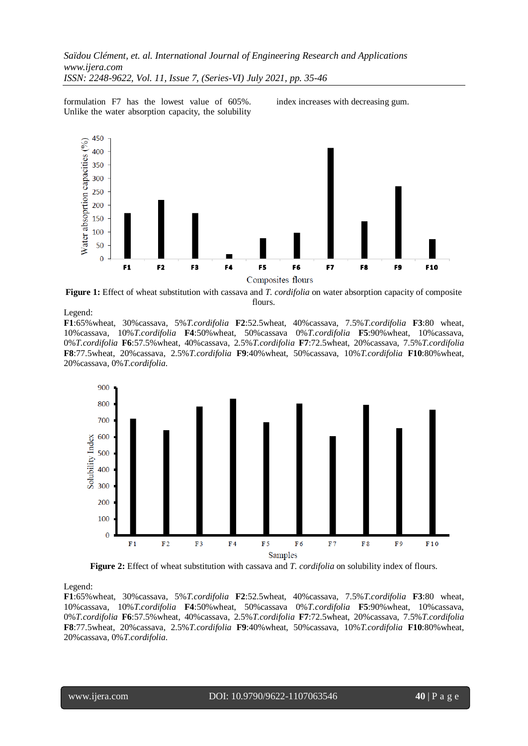formulation F7 has the lowest value of 605%. Unlike the water absorption capacity, the solubility index increases with decreasing gum.

**Figure 1:** Effect of wheat substitution with cassava and *T. cordifolia* on water absorption capacity of composite flours.

Legend:
**F1**:65%wheat, 30%cassava, 5%*T.cordifolia* **F2**:52.5wheat, 40%cassava, 7.5%*T.cordifolia* **F3**:80 wheat, 10%cassava, 10%*T.cordifolia* **F4**:50%wheat, 50%cassava 0%*T.cordifolia* **F5**:90%wheat, 10%cassava, 0%*T.cordifolia* **F6**:57.5%wheat, 40%cassava, 2.5%*T.cordifolia* **F7**:72.5wheat, 20%cassava, 7.5%*T.cordifolia* **F8**:77.5wheat, 20%cassava, 2.5%*T.cordifolia* **F9**:40%wheat, 50%cassava, 10%*T.cordifolia* **F10**:80%wheat, 20%cassava, 0%*T.cordifolia*.

**Figure 2:** Effect of wheat substitution with cassava and *T. cordifolia* on solubility index of flours.

Legend:
**F1**:65%wheat, 30%cassava, 5%*T.cordifolia* **F2**:52.5wheat, 40%cassava, 7.5%*T.cordifolia* **F3**:80 wheat, 10%cassava, 10%*T.cordifolia* **F4**:50%wheat, 50%cassava 0%*T.cordifolia* **F5**:90%wheat, 10%cassava, 0%*T.cordifolia* **F6**:57.5%wheat, 40%cassava, 2.5%*T.cordifolia* **F7**:72.5wheat, 20%cassava, 7.5%*T.cordifolia* **F8**:77.5wheat, 20%cassava, 2.5%*T.cordifolia* **F9**:40%wheat, 50%cassava, 10%*T.cordifolia* **F10**:80%wheat, 20%cassava, 0%*T.cordifolia*.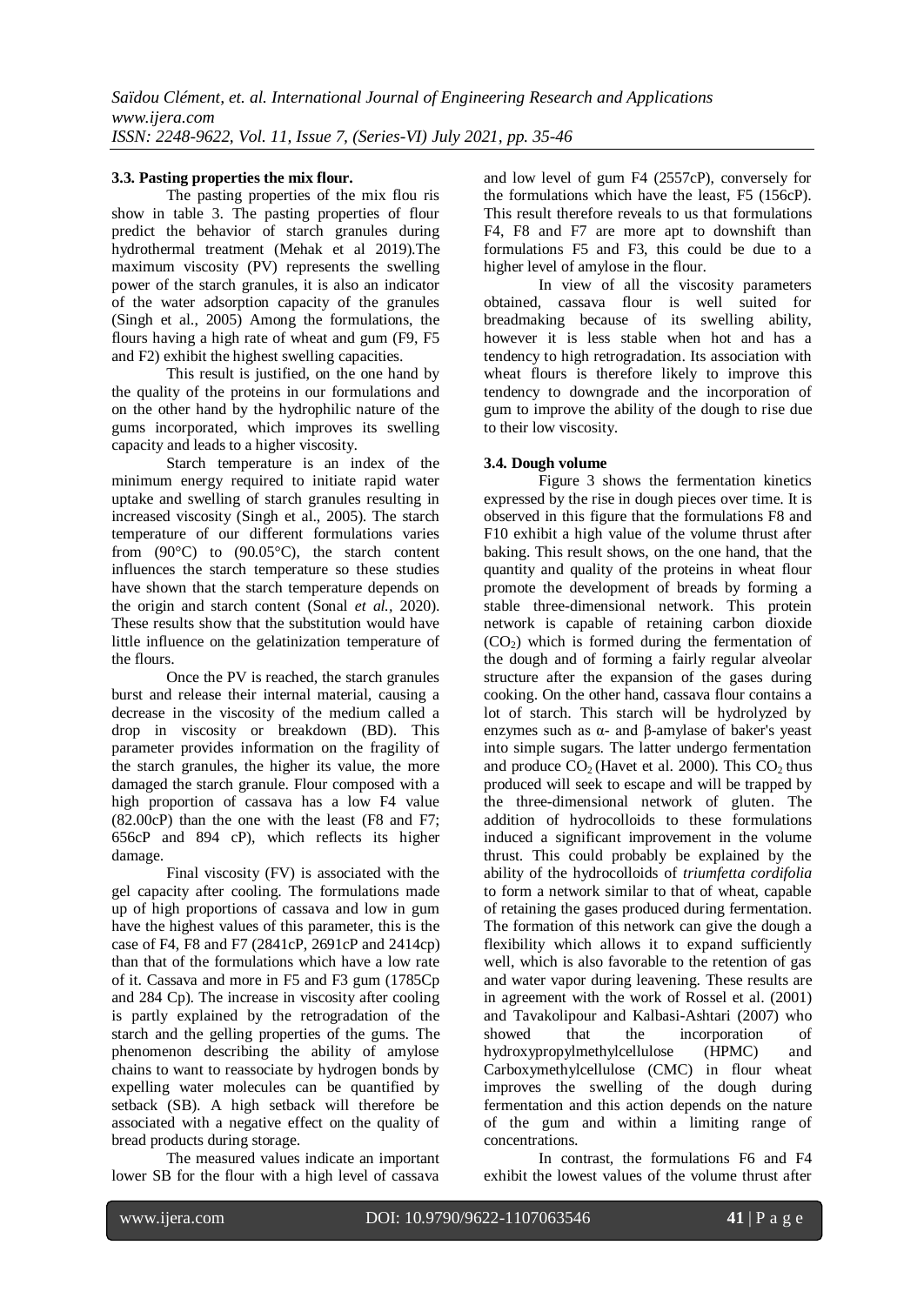### 3.3. Pasting properties the mix flour.

The pasting properties of the mix flou ris show in table 3. The pasting properties of flour predict the behavior of starch granules during hydrothermal treatment (Mehak et al 2019).The maximum viscosity (PV) represents the swelling power of the starch granules, it is also an indicator of the water adsorption capacity of the granules (Singh et al., 2005) Among the formulations, the flours having a high rate of wheat and gum (F9, F5 and F2) exhibit the highest swelling capacities.

This result is justified, on the one hand by the quality of the proteins in our formulations and on the other hand by the hydrophilic nature of the gums incorporated, which improves its swelling capacity and leads to a higher viscosity.

Starch temperature is an index of the minimum energy required to initiate rapid water uptake and swelling of starch granules resulting in increased viscosity (Singh et al., 2005). The starch temperature of our different formulations varies from (90°C) to (90.05°C), the starch content influences the starch temperature so these studies have shown that the starch temperature depends on the origin and starch content (Sonal *et al.*, 2020). These results show that the substitution would have little influence on the gelatinization temperature of the flours.

Once the PV is reached, the starch granules burst and release their internal material, causing a decrease in the viscosity of the medium called a drop in viscosity or breakdown (BD). This parameter provides information on the fragility of the starch granules, the higher its value, the more damaged the starch granule. Flour composed with a high proportion of cassava has a low F4 value (82.00cP) than the one with the least (F8 and F7; 656cP and 894 cP), which reflects its higher damage.

Final viscosity (FV) is associated with the gel capacity after cooling. The formulations made up of high proportions of cassava and low in gum have the highest values of this parameter, this is the case of F4, F8 and F7 (2841cP, 2691cP and 2414cp) than that of the formulations which have a low rate of it. Cassava and more in F5 and F3 gum (1785Cp and 284 Cp). The increase in viscosity after cooling is partly explained by the retrogradation of the starch and the gelling properties of the gums. The phenomenon describing the ability of amylose chains to want to reassociate by hydrogen bonds by expelling water molecules can be quantified by setback (SB). A high setback will therefore be associated with a negative effect on the quality of bread products during storage.

The measured values indicate an important lower SB for the flour with a high level of cassava and low level of gum F4 (2557cP), conversely for the formulations which have the least, F5 (156cP). This result therefore reveals to us that formulations F4, F8 and F7 are more apt to downshift than formulations F5 and F3, this could be due to a higher level of amylose in the flour.

In view of all the viscosity parameters obtained, cassava flour is well suited for breadmaking because of its swelling ability, however it is less stable when hot and has a tendency to high retrogradation. Its association with wheat flours is therefore likely to improve this tendency to downgrade and the incorporation of gum to improve the ability of the dough to rise due to their low viscosity.

### 3.4. Dough volume

Figure 3 shows the fermentation kinetics expressed by the rise in dough pieces over time. It is observed in this figure that the formulations F8 and F10 exhibit a high value of the volume thrust after baking. This result shows, on the one hand, that the quantity and quality of the proteins in wheat flour promote the development of breads by forming a stable three-dimensional network. This protein network is capable of retaining carbon dioxide ($CO_2$) which is formed during the fermentation of the dough and of forming a fairly regular alveolar structure after the expansion of the gases during cooking. On the other hand, cassava flour contains a lot of starch. This starch will be hydrolyzed by enzymes such as α- and β-amylase of baker's yeast into simple sugars. The latter undergo fermentation and produce $CO_2$ (Havet et al. 2000). This $CO_2$ thus produced will seek to escape and will be trapped by the three-dimensional network of gluten. The addition of hydrocolloids to these formulations induced a significant improvement in the volume thrust. This could probably be explained by the ability of the hydrocolloids of *triumfetta cordifolia* to form a network similar to that of wheat, capable of retaining the gases produced during fermentation. The formation of this network can give the dough a flexibility which allows it to expand sufficiently well, which is also favorable to the retention of gas and water vapor during leavening. These results are in agreement with the work of Rossel et al. (2001) and Tavakolipour and Kalbasi-Ashtari (2007) who showed that the incorporation of hydroxypropylmethylcellulose (HPMC) and Carboxymethylcellulose (CMC) in flour wheat improves the swelling of the dough during fermentation and this action depends on the nature of the gum and within a limiting range of concentrations.

In contrast, the formulations F6 and F4 exhibit the lowest values of the volume thrust after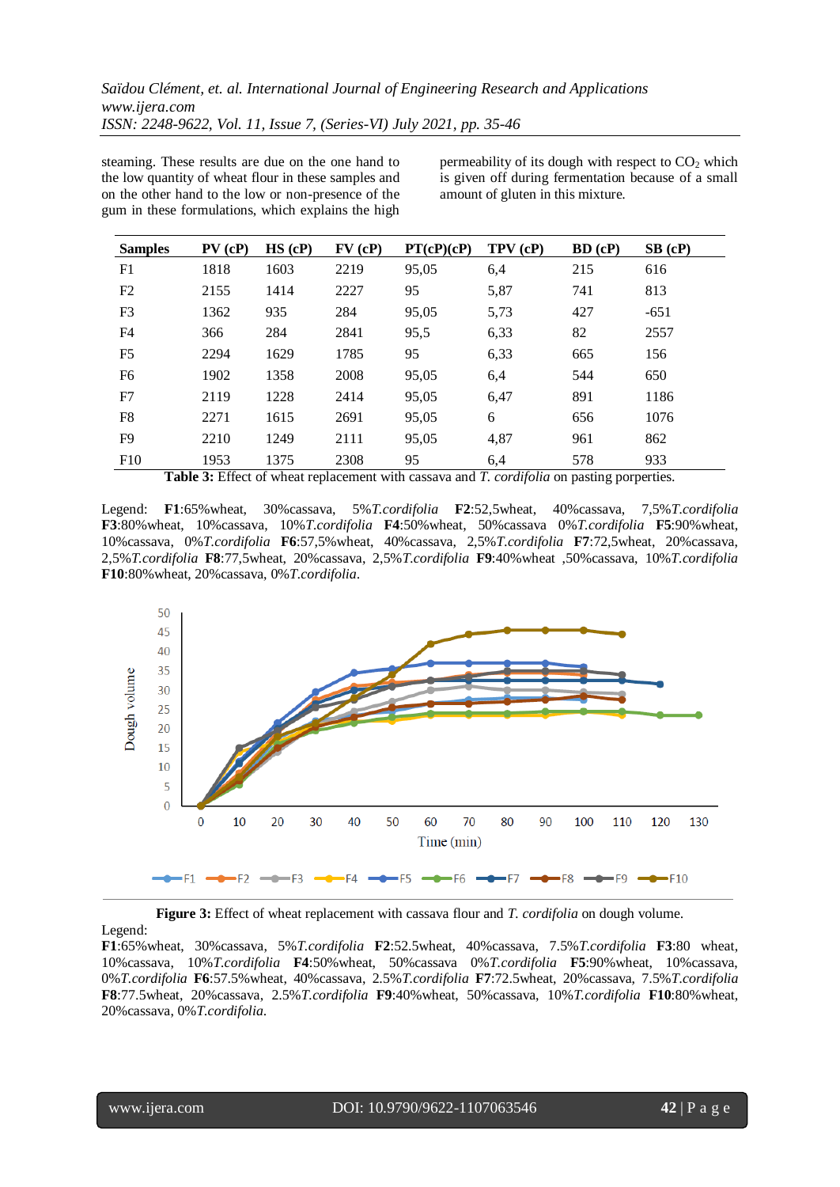steaming. These results are due on the one hand to the low quantity of wheat flour in these samples and on the other hand to the low or non-presence of the gum in these formulations, which explains the high permeability of its dough with respect to $CO_2$ which is given off during fermentation because of a small amount of gluten in this mixture.

| Samples | PV (cP) | HS (cP) | FV (cP) | PT(cP)(cP) | TPV (cP) | BD (cP) | SB (cP) |
|---|---|---|---|---|---|---|---|
| F1 | 1818 | 1603 | 2219 | 95,05 | 6,4 | 215 | 616 |
| F2 | 2155 | 1414 | 2227 | 95 | 5,87 | 741 | 813 |
| F3 | 1362 | 935 | 284 | 95,05 | 5,73 | 427 | -651 |
| F4 | 366 | 284 | 2841 | 95,5 | 6,33 | 82 | 2557 |
| F5 | 2294 | 1629 | 1785 | 95 | 6,33 | 665 | 156 |
| F6 | 1902 | 1358 | 2008 | 95,05 | 6,4 | 544 | 650 |
| F7 | 2119 | 1228 | 2414 | 95,05 | 6,47 | 891 | 1186 |
| F8 | 2271 | 1615 | 2691 | 95,05 | 6 | 656 | 1076 |
| F9 | 2210 | 1249 | 2111 | 95,05 | 4,87 | 961 | 862 |
| F10 | 1953 | 1375 | 2308 | 95 | 6,4 | 578 | 933 |

**Table 3:** Effect of wheat replacement with cassava and *T. cordifolia* on pasting porperties.

Legend: **F1**:65%wheat, 30%cassava, 5%*T.cordifolia* **F2**:52,5wheat, 40%cassava, 7,5%*T.cordifolia* **F3**:80%wheat, 10%cassava, 10%*T.cordifolia* **F4**:50%wheat, 50%cassava 0%*T.cordifolia* **F5**:90%wheat, 10%cassava, 0%*T.cordifolia* **F6**:57,5%wheat, 40%cassava, 2,5%*T.cordifolia* **F7**:72,5wheat, 20%cassava, 2,5%*T.cordifolia* **F8**:77,5wheat, 20%cassava, 2,5%*T.cordifolia* **F9**:40%wheat ,50%cassava, 10%*T.cordifolia* **F10**:80%wheat, 20%cassava, 0%*T.cordifolia*.

**Figure 3:** Effect of wheat replacement with cassava flour and *T. cordifolia* on dough volume.

Legend:
**F1**:65%wheat, 30%cassava, 5%*T.cordifolia* **F2**:52.5wheat, 40%cassava, 7.5%*T.cordifolia* **F3**:80 wheat, 10%cassava, 10%*T.cordifolia* **F4**:50%wheat, 50%cassava 0%*T.cordifolia* **F5**:90%wheat, 10%cassava, 0%*T.cordifolia* **F6**:57.5%wheat, 40%cassava, 2.5%*T.cordifolia* **F7**:72.5wheat, 20%cassava, 7.5%*T.cordifolia* **F8**:77.5wheat, 20%cassava, 2.5%*T.cordifolia* **F9**:40%wheat, 50%cassava, 10%*T.cordifolia* **F10**:80%wheat, 20%cassava, 0%*T.cordifolia*.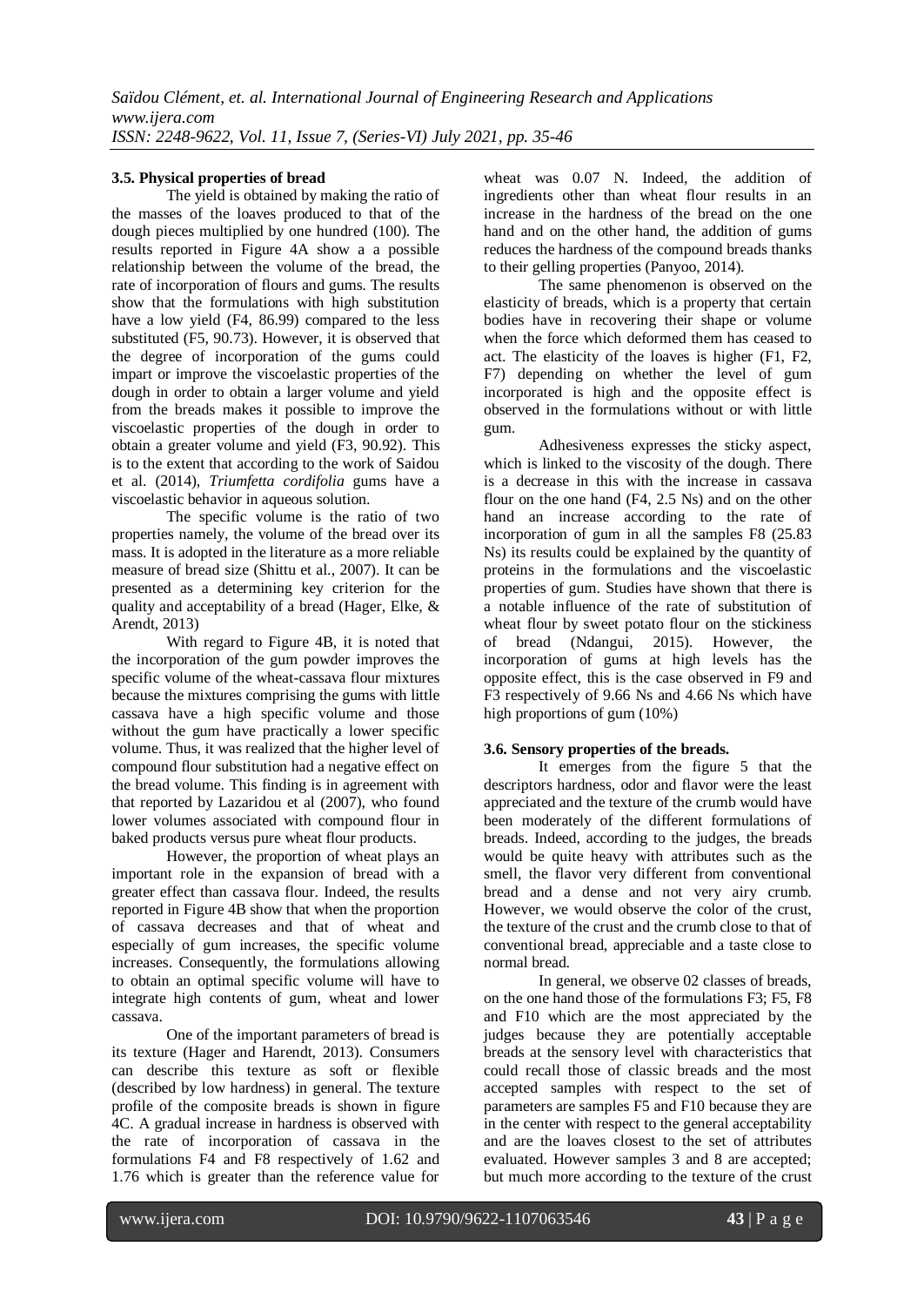### 3.5. Physical properties of bread

The yield is obtained by making the ratio of the masses of the loaves produced to that of the dough pieces multiplied by one hundred (100). The results reported in Figure 4A show a a possible relationship between the volume of the bread, the rate of incorporation of flours and gums. The results show that the formulations with high substitution have a low yield (F4, 86.99) compared to the less substituted (F5, 90.73). However, it is observed that the degree of incorporation of the gums could impart or improve the viscoelastic properties of the dough in order to obtain a larger volume and yield from the breads makes it possible to improve the viscoelastic properties of the dough in order to obtain a greater volume and yield (F3, 90.92). This is to the extent that according to the work of Saidou et al. (2014), *Triumfetta cordifolia* gums have a viscoelastic behavior in aqueous solution.

The specific volume is the ratio of two properties namely, the volume of the bread over its mass. It is adopted in the literature as a more reliable measure of bread size (Shittu et al., 2007). It can be presented as a determining key criterion for the quality and acceptability of a bread (Hager, Elke, & Arendt, 2013)

With regard to Figure 4B, it is noted that the incorporation of the gum powder improves the specific volume of the wheat-cassava flour mixtures because the mixtures comprising the gums with little cassava have a high specific volume and those without the gum have practically a lower specific volume. Thus, it was realized that the higher level of compound flour substitution had a negative effect on the bread volume. This finding is in agreement with that reported by Lazaridou et al (2007), who found lower volumes associated with compound flour in baked products versus pure wheat flour products.

However, the proportion of wheat plays an important role in the expansion of bread with a greater effect than cassava flour. Indeed, the results reported in Figure 4B show that when the proportion of cassava decreases and that of wheat and especially of gum increases, the specific volume increases. Consequently, the formulations allowing to obtain an optimal specific volume will have to integrate high contents of gum, wheat and lower cassava.

One of the important parameters of bread is its texture (Hager and Harendt, 2013). Consumers can describe this texture as soft or flexible (described by low hardness) in general. The texture profile of the composite breads is shown in figure 4C. A gradual increase in hardness is observed with the rate of incorporation of cassava in the formulations F4 and F8 respectively of 1.62 and 1.76 which is greater than the reference value for wheat was 0.07 N. Indeed, the addition of ingredients other than wheat flour results in an increase in the hardness of the bread on the one hand and on the other hand, the addition of gums reduces the hardness of the compound breads thanks to their gelling properties (Panyoo, 2014).

The same phenomenon is observed on the elasticity of breads, which is a property that certain bodies have in recovering their shape or volume when the force which deformed them has ceased to act. The elasticity of the loaves is higher (F1, F2, F7) depending on whether the level of gum incorporated is high and the opposite effect is observed in the formulations without or with little gum.

Adhesiveness expresses the sticky aspect, which is linked to the viscosity of the dough. There is a decrease in this with the increase in cassava flour on the one hand (F4, 2.5 Ns) and on the other hand an increase according to the rate of incorporation of gum in all the samples F8 (25.83 Ns) its results could be explained by the quantity of proteins in the formulations and the viscoelastic properties of gum. Studies have shown that there is a notable influence of the rate of substitution of wheat flour by sweet potato flour on the stickiness of bread (Ndangui, 2015). However, the incorporation of gums at high levels has the opposite effect, this is the case observed in F9 and F3 respectively of 9.66 Ns and 4.66 Ns which have high proportions of gum (10%)

### 3.6. Sensory properties of the breads.

It emerges from the figure 5 that the descriptors hardness, odor and flavor were the least appreciated and the texture of the crumb would have been moderately of the different formulations of breads. Indeed, according to the judges, the breads would be quite heavy with attributes such as the smell, the flavor very different from conventional bread and a dense and not very airy crumb. However, we would observe the color of the crust, the texture of the crust and the crumb close to that of conventional bread, appreciable and a taste close to normal bread.

In general, we observe 02 classes of breads, on the one hand those of the formulations F3; F5, F8 and F10 which are the most appreciated by the judges because they are potentially acceptable breads at the sensory level with characteristics that could recall those of classic breads and the most accepted samples with respect to the set of parameters are samples F5 and F10 because they are in the center with respect to the general acceptability and are the loaves closest to the set of attributes evaluated. However samples 3 and 8 are accepted; but much more according to the texture of the crust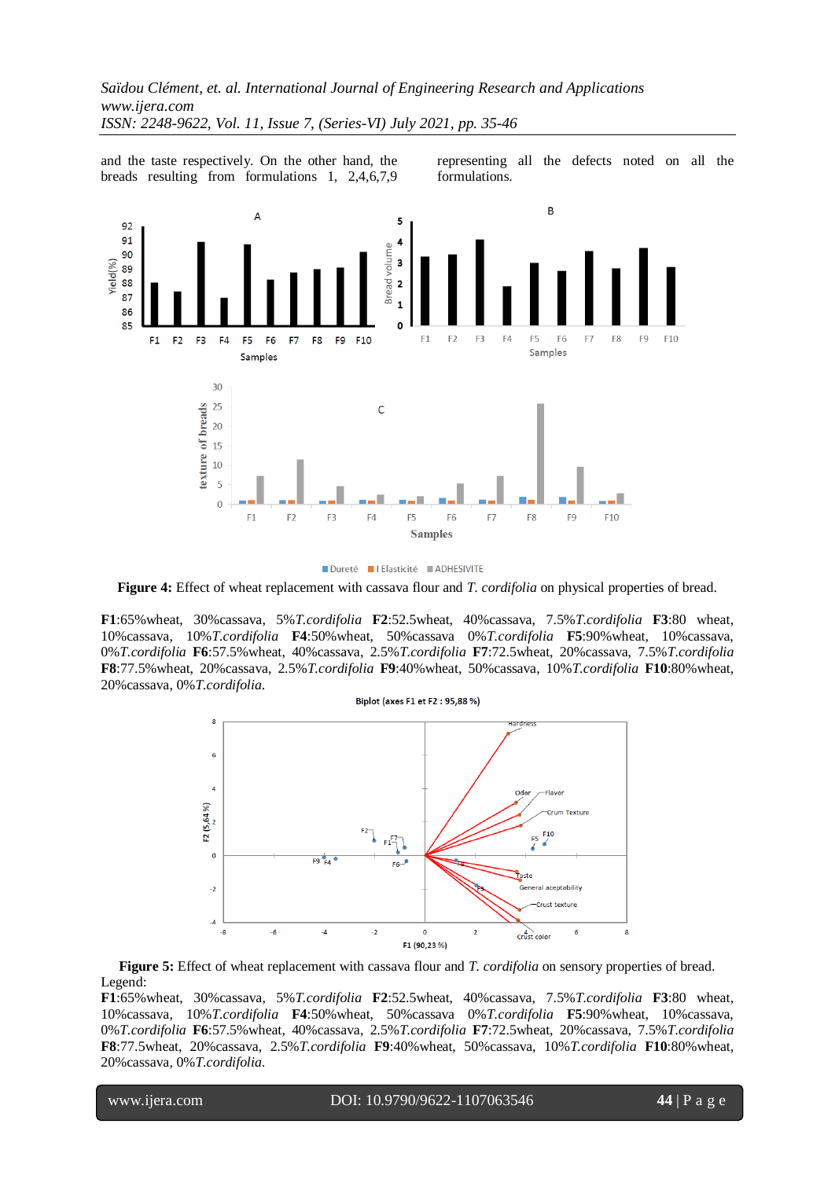and the taste respectively. On the other hand, the breads resulting from formulations 1, 2,4,6,7,9 representing all the defects noted on all the formulations.

**Figure 4:** Effect of wheat replacement with cassava flour and *T. cordifolia* on physical properties of bread.

**F1**:65%wheat, 30%cassava, 5%*T.cordifolia* **F2**:52.5wheat, 40%cassava, 7.5%*T.cordifolia* **F3**:80 wheat, 10%cassava, 10%*T.cordifolia* **F4**:50%wheat, 50%cassava 0%*T.cordifolia* **F5**:90%wheat, 10%cassava, 0%*T.cordifolia* **F6**:57.5%wheat, 40%cassava, 2.5%*T.cordifolia* **F7**:72.5wheat, 20%cassava, 7.5%*T.cordifolia* **F8**:77.5%wheat, 20%cassava, 2.5%*T.cordifolia* **F9**:40%wheat, 50%cassava, 10%*T.cordifolia* **F10**:80%wheat, 20%cassava, 0%*T.cordifolia*.

**Figure 5:** Effect of wheat replacement with cassava flour and *T. cordifolia* on sensory properties of bread.
Legend:
**F1**:65%wheat, 30%cassava, 5%*T.cordifolia* **F2**:52.5wheat, 40%cassava, 7.5%*T.cordifolia* **F3**:80 wheat, 10%cassava, 10%*T.cordifolia* **F4**:50%wheat, 50%cassava 0%*T.cordifolia* **F5**:90%wheat, 10%cassava, 0%*T.cordifolia* **F6**:57.5%wheat, 40%cassava, 2.5%*T.cordifolia* **F7**:72.5wheat, 20%cassava, 7.5%*T.cordifolia* **F8**:77.5wheat, 20%cassava, 2.5%*T.cordifolia* **F9**:40%wheat, 50%cassava, 10%*T.cordifolia* **F10**:80%wheat, 20%cassava, 0%*T.cordifolia*.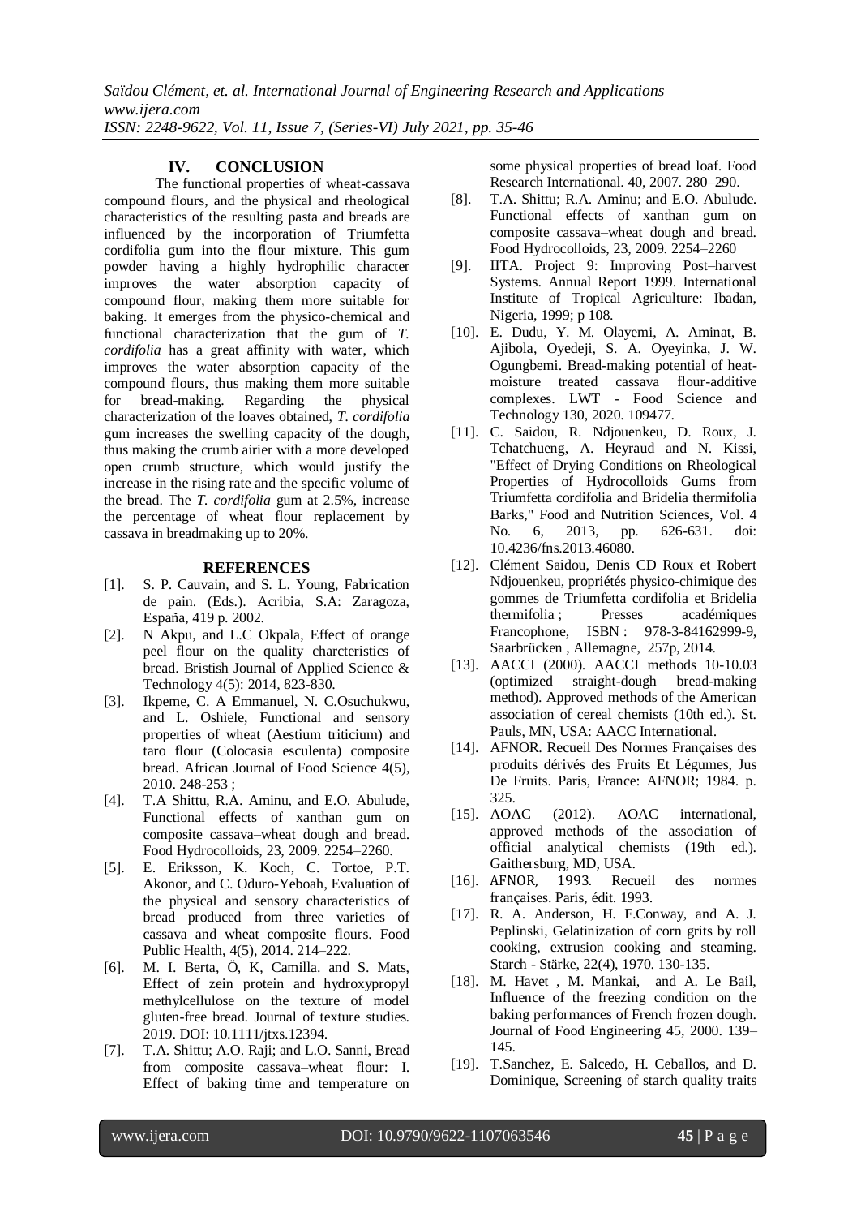## IV. CONCLUSION

The functional properties of wheat-cassava compound flours, and the physical and rheological characteristics of the resulting pasta and breads are influenced by the incorporation of Triumfetta cordifolia gum into the flour mixture. This gum powder having a highly hydrophilic character improves the water absorption capacity of compound flour, making them more suitable for baking. It emerges from the physico-chemical and functional characterization that the gum of *T. cordifolia* has a great affinity with water, which improves the water absorption capacity of the compound flours, thus making them more suitable for bread-making. Regarding the physical characterization of the loaves obtained, *T. cordifolia* gum increases the swelling capacity of the dough, thus making the crumb airier with a more developed open crumb structure, which would justify the increase in the rising rate and the specific volume of the bread. The *T. cordifolia* gum at 2.5%, increase the percentage of wheat flour replacement by cassava in breadmaking up to 20%.

## REFERENCES

[1]. S. P. Cauvain, and S. L. Young, Fabrication de pain. (Eds.). Acribia, S.A: Zaragoza, España, 419 p. 2002.

[2]. N Akpu, and L.C Okpala, Effect of orange peel flour on the quality charcteristics of bread. Bristish Journal of Applied Science & Technology 4(5): 2014, 823-830.

[3]. Ikpeme, C. A Emmanuel, N. C.Osuchukwu, and L. Oshiele, Functional and sensory properties of wheat (Aestium triticium) and taro flour (Colocasia esculenta) composite bread. African Journal of Food Science 4(5), 2010. 248-253 ;

[4]. T.A Shittu, R.A. Aminu, and E.O. Abulude, Functional effects of xanthan gum on composite cassava–wheat dough and bread. Food Hydrocolloids, 23, 2009. 2254–2260.

[5]. E. Eriksson, K. Koch, C. Tortoe, P.T. Akonor, and C. Oduro-Yeboah, Evaluation of the physical and sensory characteristics of bread produced from three varieties of cassava and wheat composite flours. Food Public Health, 4(5), 2014. 214–222.

[6]. M. I. Berta, Ö, K, Camilla. and S. Mats, Effect of zein protein and hydroxypropyl methylcellulose on the texture of model gluten-free bread. Journal of texture studies. 2019. DOI: 10.1111/jtxs.12394.

[7]. T.A. Shittu; A.O. Raji; and L.O. Sanni, Bread from composite cassava–wheat flour: I. Effect of baking time and temperature on some physical properties of bread loaf. Food Research International. 40, 2007. 280–290.

[8]. T.A. Shittu; R.A. Aminu; and E.O. Abulude. Functional effects of xanthan gum on composite cassava–wheat dough and bread. Food Hydrocolloids, 23, 2009. 2254–2260

[9]. IITA. Project 9: Improving Post–harvest Systems. Annual Report 1999. International Institute of Tropical Agriculture: Ibadan, Nigeria, 1999; p 108.

[10]. E. Dudu, Y. M. Olayemi, A. Aminat, B. Ajibola, Oyedeji, S. A. Oyeyinka, J. W. Ogungbemi. Bread-making potential of heat-moisture treated cassava flour-additive complexes. LWT - Food Science and Technology 130, 2020. 109477.

[11]. C. Saidou, R. Ndjouenkeu, D. Roux, J. Tchatchueng, A. Heyraud and N. Kissi, "Effect of Drying Conditions on Rheological Properties of Hydrocolloids Gums from Triumfetta cordifolia and Bridelia thermifolia Barks," Food and Nutrition Sciences, Vol. 4 No. 6, 2013, pp. 626-631. doi: 10.4236/fns.2013.46080.

[12]. Clément Saidou, Denis CD Roux et Robert Ndjouenkeu, propriétés physico-chimique des gommes de Triumfetta cordifolia et Bridelia thermifolia ; Presses académiques Francophone, ISBN : 978-3-84162999-9, Saarbrücken , Allemagne, 257p, 2014.

[13]. AACCI (2000). AACCI methods 10-10.03 (optimized straight-dough bread-making method). Approved methods of the American association of cereal chemists (10th ed.). St. Pauls, MN, USA: AACC International.

[14]. AFNOR. Recueil Des Normes Françaises des produits dérivés des Fruits Et Légumes, Jus De Fruits. Paris, France: AFNOR; 1984. p. 325.

[15]. AOAC (2012). AOAC international, approved methods of the association of official analytical chemists (19th ed.). Gaithersburg, MD, USA.

[16]. AFNOR, 1993. Recueil des normes françaises. Paris, édit. 1993.

[17]. R. A. Anderson, H. F.Conway, and A. J. Peplinski, Gelatinization of corn grits by roll cooking, extrusion cooking and steaming. Starch - Stärke, 22(4), 1970. 130-135.

[18]. M. Havet , M. Mankai, and A. Le Bail, Influence of the freezing condition on the baking performances of French frozen dough. Journal of Food Engineering 45, 2000. 139–145.

[19]. T.Sanchez, E. Salcedo, H. Ceballos, and D. Dominique, Screening of starch quality traits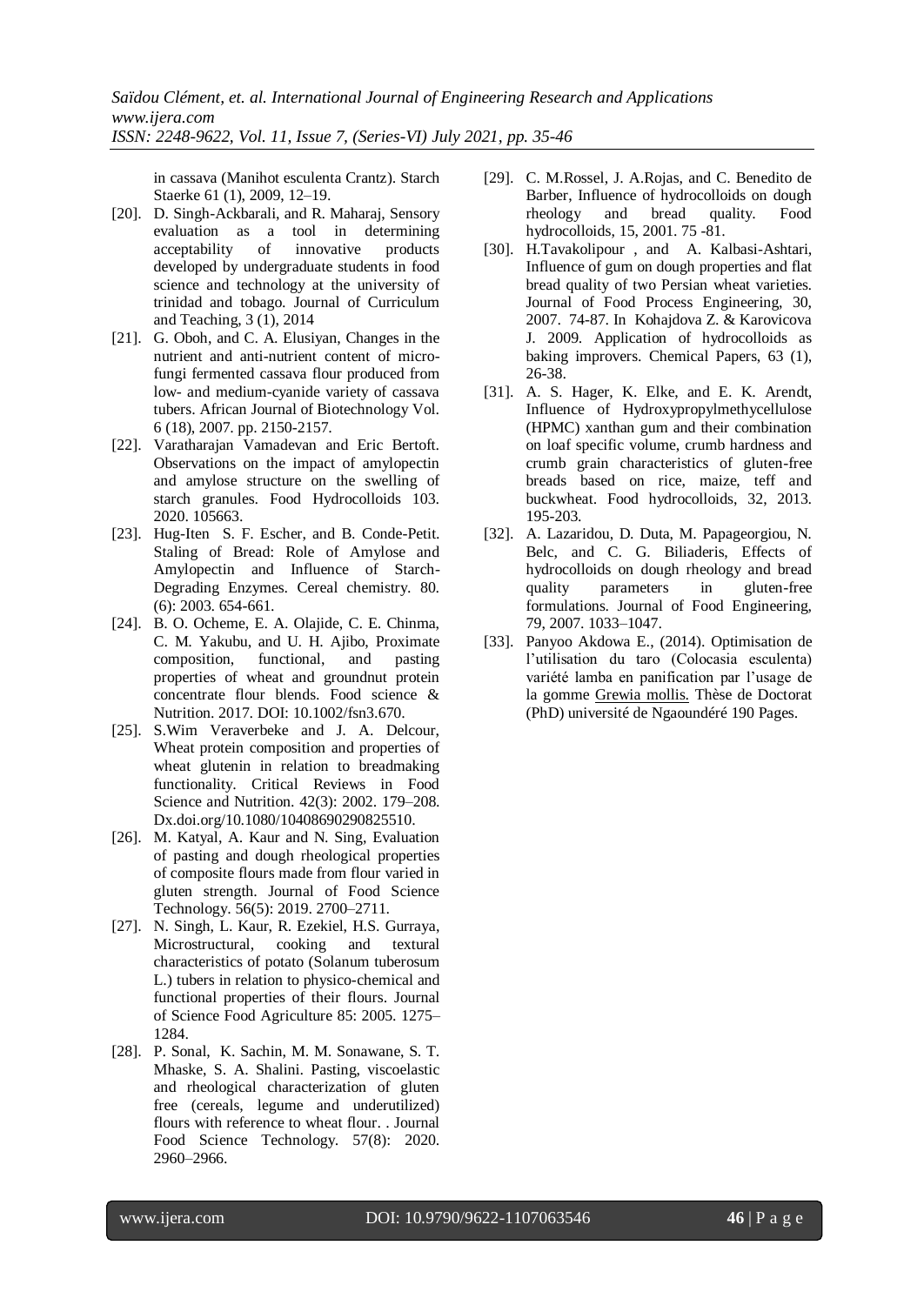in cassava (Manihot esculenta Crantz). Starch Staerke 61 (1), 2009, 12–19.

[20]. D. Singh-Ackbarali, and R. Maharaj, Sensory evaluation as a tool in determining acceptability of innovative products developed by undergraduate students in food science and technology at the university of trinidad and tobago. Journal of Curriculum and Teaching, 3 (1), 2014

[21]. G. Oboh, and C. A. Elusiyan, Changes in the nutrient and anti-nutrient content of micro-fungi fermented cassava flour produced from low- and medium-cyanide variety of cassava tubers. African Journal of Biotechnology Vol. 6 (18), 2007. pp. 2150-2157.

[22]. Varatharajan Vamadevan and Eric Bertoft. Observations on the impact of amylopectin and amylose structure on the swelling of starch granules. Food Hydrocolloids 103. 2020. 105663.

[23]. Hug-Iten S. F. Escher, and B. Conde-Petit. Staling of Bread: Role of Amylose and Amylopectin and Influence of Starch-Degrading Enzymes. Cereal chemistry. 80. (6): 2003. 654-661.

[24]. B. O. Ocheme, E. A. Olajide, C. E. Chinma, C. M. Yakubu, and U. H. Ajibo, Proximate composition, functional, and pasting properties of wheat and groundnut protein concentrate flour blends. Food science & Nutrition. 2017. DOI: 10.1002/fsn3.670.

[25]. S.Wim Veraverbeke and J. A. Delcour, Wheat protein composition and properties of wheat glutenin in relation to breadmaking functionality. Critical Reviews in Food Science and Nutrition. 42(3): 2002. 179–208. Dx.doi.org/10.1080/10408690290825510.

[26]. M. Katyal, A. Kaur and N. Sing, Evaluation of pasting and dough rheological properties of composite flours made from flour varied in gluten strength. Journal of Food Science Technology. 56(5): 2019. 2700–2711.

[27]. N. Singh, L. Kaur, R. Ezekiel, H.S. Gurraya, Microstructural, cooking and textural characteristics of potato (Solanum tuberosum L.) tubers in relation to physico-chemical and functional properties of their flours. Journal of Science Food Agriculture 85: 2005. 1275–1284.

[28]. P. Sonal, K. Sachin, M. M. Sonawane, S. T. Mhaske, S. A. Shalini. Pasting, viscoelastic and rheological characterization of gluten free (cereals, legume and underutilized) flours with reference to wheat flour. . Journal Food Science Technology. 57(8): 2020. 2960–2966.

[29]. C. M.Rossel, J. A.Rojas, and C. Benedito de Barber, Influence of hydrocolloids on dough rheology and bread quality. Food hydrocolloids, 15, 2001. 75 -81.

[30]. H.Tavakolipour , and A. Kalbasi-Ashtari, Influence of gum on dough properties and flat bread quality of two Persian wheat varieties. Journal of Food Process Engineering, 30, 2007. 74-87. In Kohajdova Z. & Karovicova J. 2009. Application of hydrocolloids as baking improvers. Chemical Papers, 63 (1), 26-38.

[31]. A. S. Hager, K. Elke, and E. K. Arendt, Influence of Hydroxypropylmethycellulose (HPMC) xanthan gum and their combination on loaf specific volume, crumb hardness and crumb grain characteristics of gluten-free breads based on rice, maize, teff and buckwheat. Food hydrocolloids, 32, 2013. 195-203.

[32]. A. Lazaridou, D. Duta, M. Papageorgiou, N. Belc, and C. G. Biliaderis, Effects of hydrocolloids on dough rheology and bread quality parameters in gluten-free formulations. Journal of Food Engineering, 79, 2007. 1033–1047.

[33]. Panyoo Akdowa E., (2014). Optimisation de l'utilisation du taro (Colocasia esculenta) variété lamba en panification par l'usage de la gomme Grewia mollis. Thèse de Doctorat (PhD) université de Ngaoundéré 190 Pages.